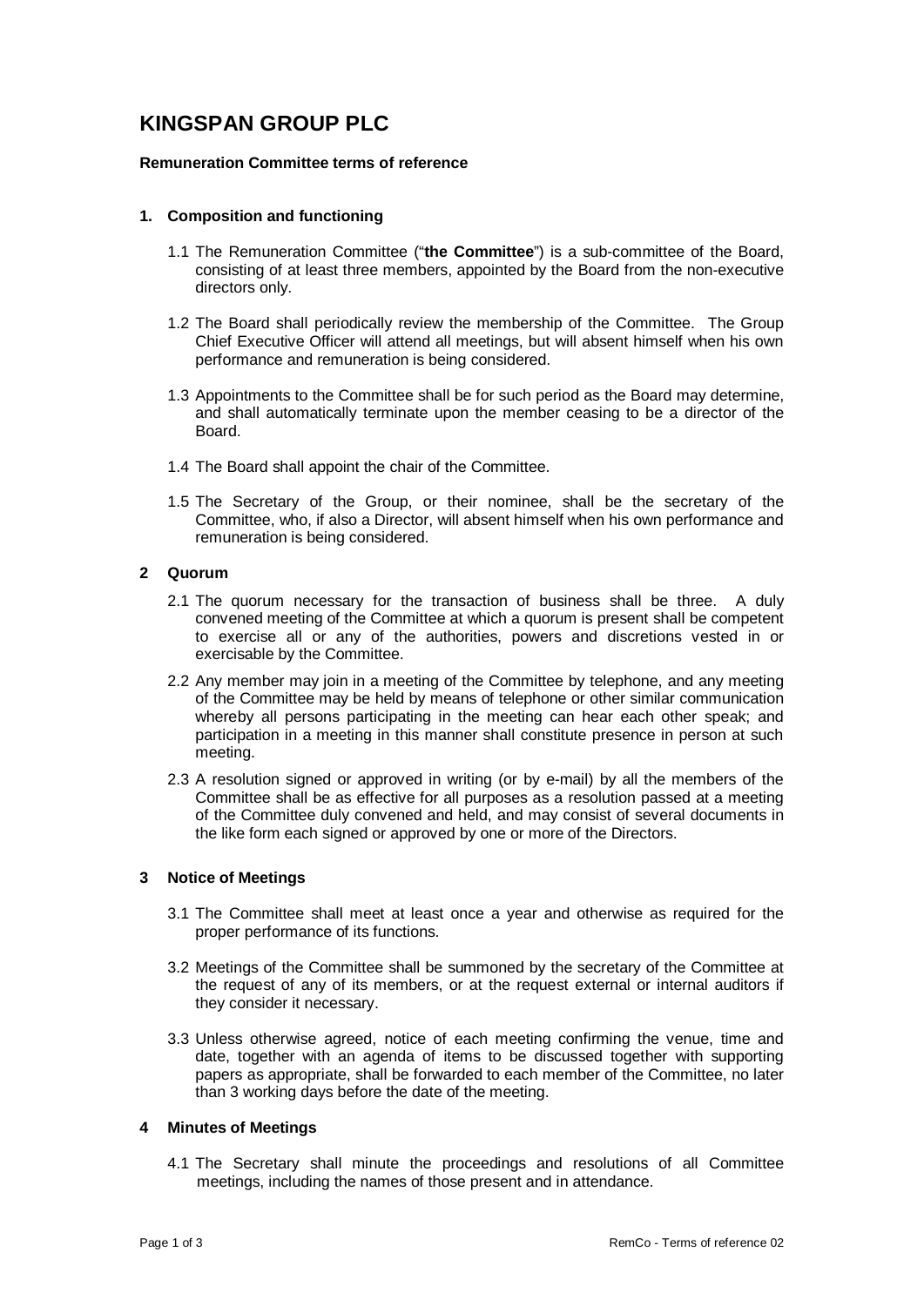# KINGSPAN GROUP PLC

**Remuneration Committee terms of reference**

## 1. Composition and functioning

1.1 The Remuneration Committee ("**the Committee**") is a sub-committee of the Board, consisting of at least three members, appointed by the Board from the non-executive directors only.

1.2 The Board shall periodically review the membership of the Committee. The Group Chief Executive Officer will attend all meetings, but will absent himself when his own performance and remuneration is being considered.

1.3 Appointments to the Committee shall be for such period as the Board may determine, and shall automatically terminate upon the member ceasing to be a director of the Board.

1.4 The Board shall appoint the chair of the Committee.

1.5 The Secretary of the Group, or their nominee, shall be the secretary of the Committee, who, if also a Director, will absent himself when his own performance and remuneration is being considered.

## 2 Quorum

2.1 The quorum necessary for the transaction of business shall be three. A duly convened meeting of the Committee at which a quorum is present shall be competent to exercise all or any of the authorities, powers and discretions vested in or exercisable by the Committee.

2.2 Any member may join in a meeting of the Committee by telephone, and any meeting of the Committee may be held by means of telephone or other similar communication whereby all persons participating in the meeting can hear each other speak; and participation in a meeting in this manner shall constitute presence in person at such meeting.

2.3 A resolution signed or approved in writing (or by e-mail) by all the members of the Committee shall be as effective for all purposes as a resolution passed at a meeting of the Committee duly convened and held, and may consist of several documents in the like form each signed or approved by one or more of the Directors.

## 3 Notice of Meetings

3.1 The Committee shall meet at least once a year and otherwise as required for the proper performance of its functions.

3.2 Meetings of the Committee shall be summoned by the secretary of the Committee at the request of any of its members, or at the request external or internal auditors if they consider it necessary.

3.3 Unless otherwise agreed, notice of each meeting confirming the venue, time and date, together with an agenda of items to be discussed together with supporting papers as appropriate, shall be forwarded to each member of the Committee, no later than 3 working days before the date of the meeting.

## 4 Minutes of Meetings

4.1 The Secretary shall minute the proceedings and resolutions of all Committee meetings, including the names of those present and in attendance.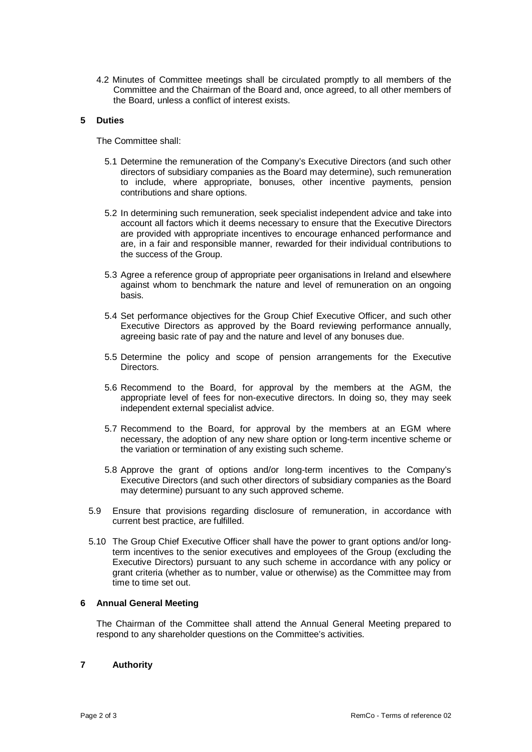4.2 Minutes of Committee meetings shall be circulated promptly to all members of the Committee and the Chairman of the Board and, once agreed, to all other members of the Board, unless a conflict of interest exists.

## 5 Duties

The Committee shall:

5.1 Determine the remuneration of the Company's Executive Directors (and such other directors of subsidiary companies as the Board may determine), such remuneration to include, where appropriate, bonuses, other incentive payments, pension contributions and share options.

5.2 In determining such remuneration, seek specialist independent advice and take into account all factors which it deems necessary to ensure that the Executive Directors are provided with appropriate incentives to encourage enhanced performance and are, in a fair and responsible manner, rewarded for their individual contributions to the success of the Group.

5.3 Agree a reference group of appropriate peer organisations in Ireland and elsewhere against whom to benchmark the nature and level of remuneration on an ongoing basis.

5.4 Set performance objectives for the Group Chief Executive Officer, and such other Executive Directors as approved by the Board reviewing performance annually, agreeing basic rate of pay and the nature and level of any bonuses due.

5.5 Determine the policy and scope of pension arrangements for the Executive Directors.

5.6 Recommend to the Board, for approval by the members at the AGM, the appropriate level of fees for non-executive directors. In doing so, they may seek independent external specialist advice.

5.7 Recommend to the Board, for approval by the members at an EGM where necessary, the adoption of any new share option or long-term incentive scheme or the variation or termination of any existing such scheme.

5.8 Approve the grant of options and/or long-term incentives to the Company's Executive Directors (and such other directors of subsidiary companies as the Board may determine) pursuant to any such approved scheme.

5.9 Ensure that provisions regarding disclosure of remuneration, in accordance with current best practice, are fulfilled.

5.10 The Group Chief Executive Officer shall have the power to grant options and/or long-term incentives to the senior executives and employees of the Group (excluding the Executive Directors) pursuant to any such scheme in accordance with any policy or grant criteria (whether as to number, value or otherwise) as the Committee may from time to time set out.

## 6 Annual General Meeting

The Chairman of the Committee shall attend the Annual General Meeting prepared to respond to any shareholder questions on the Committee's activities.

## 7 Authority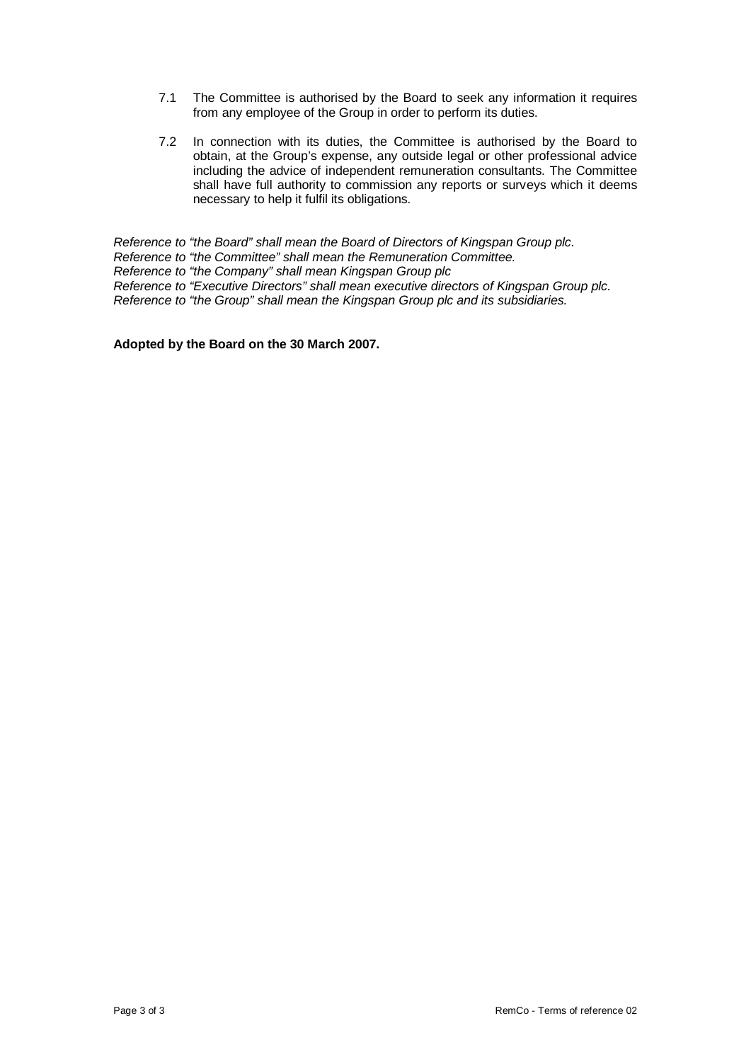7.1 The Committee is authorised by the Board to seek any information it requires from any employee of the Group in order to perform its duties.

7.2 In connection with its duties, the Committee is authorised by the Board to obtain, at the Group's expense, any outside legal or other professional advice including the advice of independent remuneration consultants. The Committee shall have full authority to commission any reports or surveys which it deems necessary to help it fulfil its obligations.

*Reference to "the Board" shall mean the Board of Directors of Kingspan Group plc.*
*Reference to "the Committee" shall mean the Remuneration Committee.*
*Reference to "the Company" shall mean Kingspan Group plc*
*Reference to "Executive Directors" shall mean executive directors of Kingspan Group plc.*
*Reference to "the Group" shall mean the Kingspan Group plc and its subsidiaries.*

**Adopted by the Board on the 30 March 2007.**